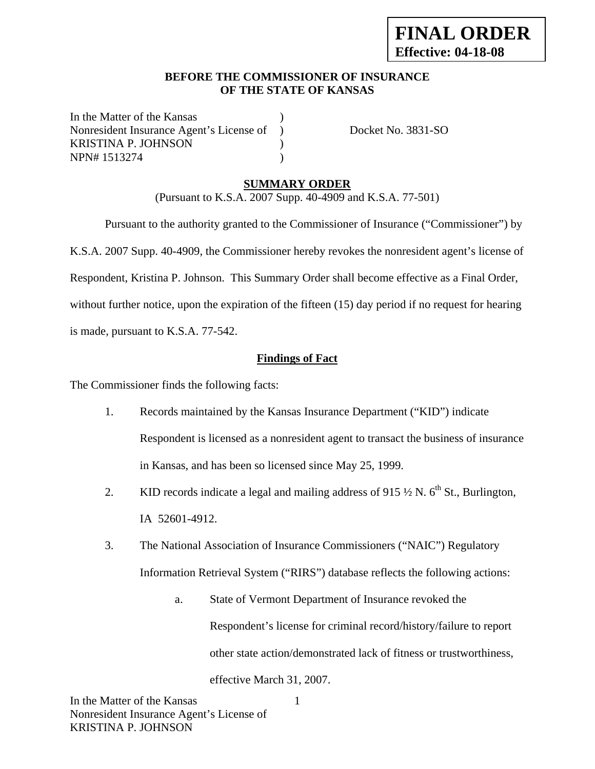**FINAL ORDER**
**Effective: 04-18-08**

**BEFORE THE COMMISSIONER OF INSURANCE**
**OF THE STATE OF KANSAS**

In the Matter of the Kansas )
Nonresident Insurance Agent's License of ) Docket No. 3831-SO
KRISTINA P. JOHNSON )
NPN# 1513274 )

**SUMMARY ORDER**

(Pursuant to K.S.A. 2007 Supp. 40-4909 and K.S.A. 77-501)

Pursuant to the authority granted to the Commissioner of Insurance ("Commissioner") by K.S.A. 2007 Supp. 40-4909, the Commissioner hereby revokes the nonresident agent's license of Respondent, Kristina P. Johnson. This Summary Order shall become effective as a Final Order, without further notice, upon the expiration of the fifteen (15) day period if no request for hearing is made, pursuant to K.S.A. 77-542.

**Findings of Fact**

The Commissioner finds the following facts:

1. Records maintained by the Kansas Insurance Department ("KID") indicate Respondent is licensed as a nonresident agent to transact the business of insurance in Kansas, and has been so licensed since May 25, 1999.

2. KID records indicate a legal and mailing address of 915 ½ N. 6th St., Burlington, IA 52601-4912.

3. The National Association of Insurance Commissioners ("NAIC") Regulatory Information Retrieval System ("RIRS") database reflects the following actions:

   a. State of Vermont Department of Insurance revoked the Respondent's license for criminal record/history/failure to report other state action/demonstrated lack of fitness or trustworthiness, effective March 31, 2007.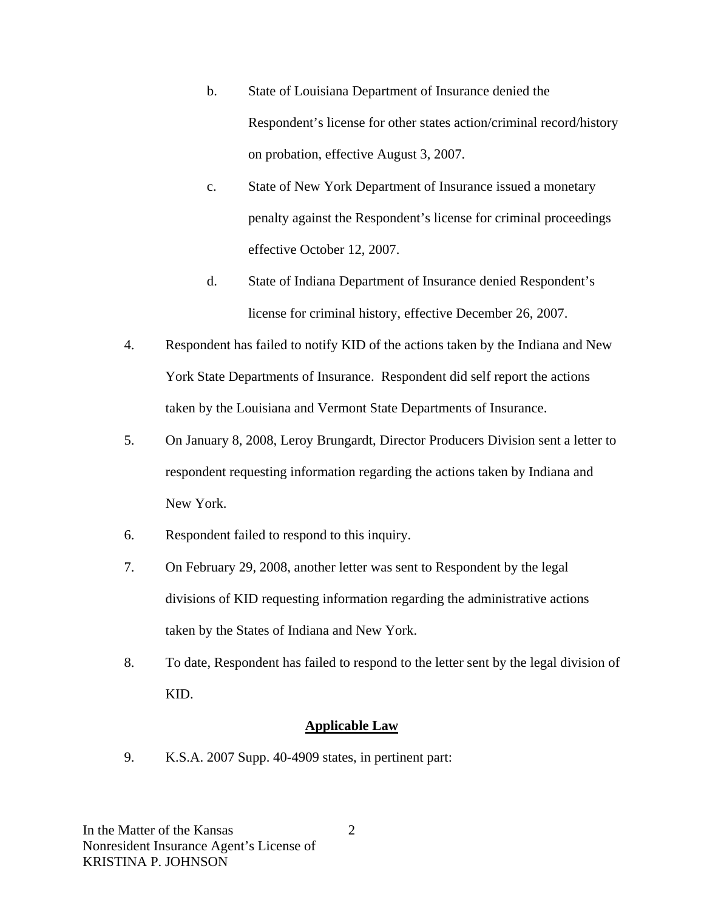b. State of Louisiana Department of Insurance denied the Respondent's license for other states action/criminal record/history on probation, effective August 3, 2007.

c. State of New York Department of Insurance issued a monetary penalty against the Respondent's license for criminal proceedings effective October 12, 2007.

d. State of Indiana Department of Insurance denied Respondent's license for criminal history, effective December 26, 2007.

4. Respondent has failed to notify KID of the actions taken by the Indiana and New York State Departments of Insurance. Respondent did self report the actions taken by the Louisiana and Vermont State Departments of Insurance.

5. On January 8, 2008, Leroy Brungardt, Director Producers Division sent a letter to respondent requesting information regarding the actions taken by Indiana and New York.

6. Respondent failed to respond to this inquiry.

7. On February 29, 2008, another letter was sent to Respondent by the legal divisions of KID requesting information regarding the administrative actions taken by the States of Indiana and New York.

8. To date, Respondent has failed to respond to the letter sent by the legal division of KID.

## Applicable Law

9. K.S.A. 2007 Supp. 40-4909 states, in pertinent part: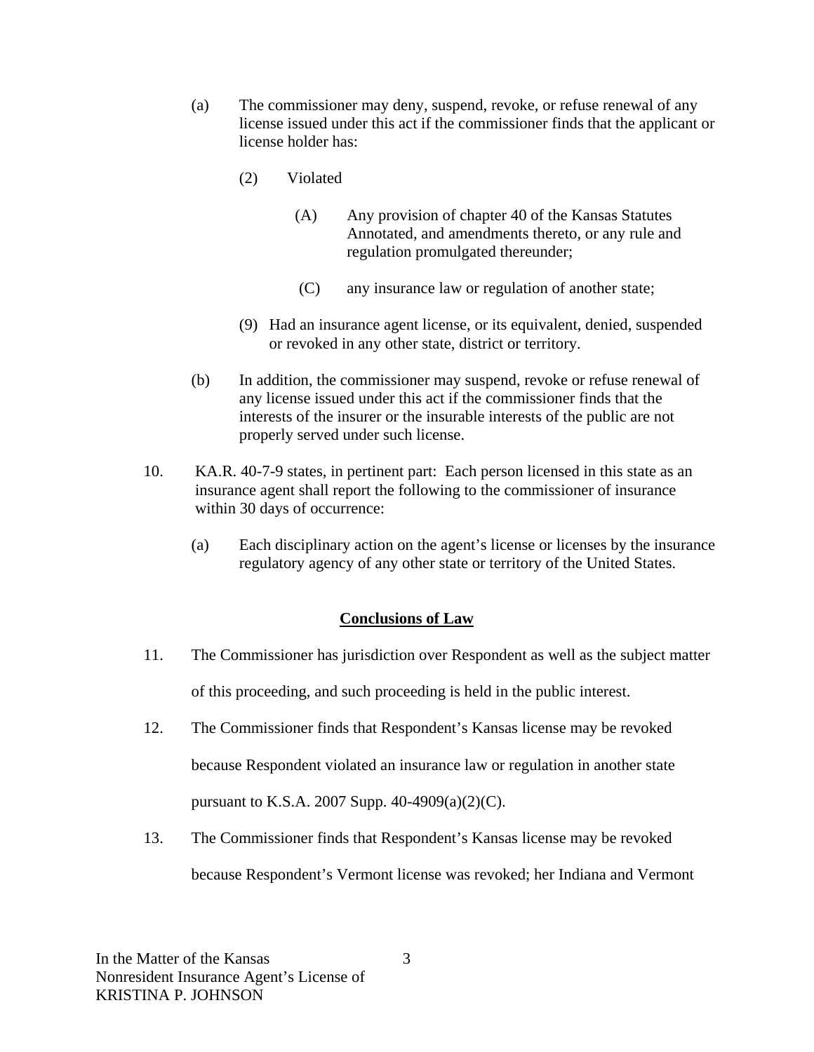(a) The commissioner may deny, suspend, revoke, or refuse renewal of any license issued under this act if the commissioner finds that the applicant or license holder has:

(2) Violated

(A) Any provision of chapter 40 of the Kansas Statutes Annotated, and amendments thereto, or any rule and regulation promulgated thereunder;

(C) any insurance law or regulation of another state;

(9) Had an insurance agent license, or its equivalent, denied, suspended or revoked in any other state, district or territory.

(b) In addition, the commissioner may suspend, revoke or refuse renewal of any license issued under this act if the commissioner finds that the interests of the insurer or the insurable interests of the public are not properly served under such license.

10. KA.R. 40-7-9 states, in pertinent part: Each person licensed in this state as an insurance agent shall report the following to the commissioner of insurance within 30 days of occurrence:

(a) Each disciplinary action on the agent's license or licenses by the insurance regulatory agency of any other state or territory of the United States.

## Conclusions of Law

11. The Commissioner has jurisdiction over Respondent as well as the subject matter of this proceeding, and such proceeding is held in the public interest.

12. The Commissioner finds that Respondent's Kansas license may be revoked because Respondent violated an insurance law or regulation in another state pursuant to K.S.A. 2007 Supp. 40-4909(a)(2)(C).

13. The Commissioner finds that Respondent's Kansas license may be revoked because Respondent's Vermont license was revoked; her Indiana and Vermont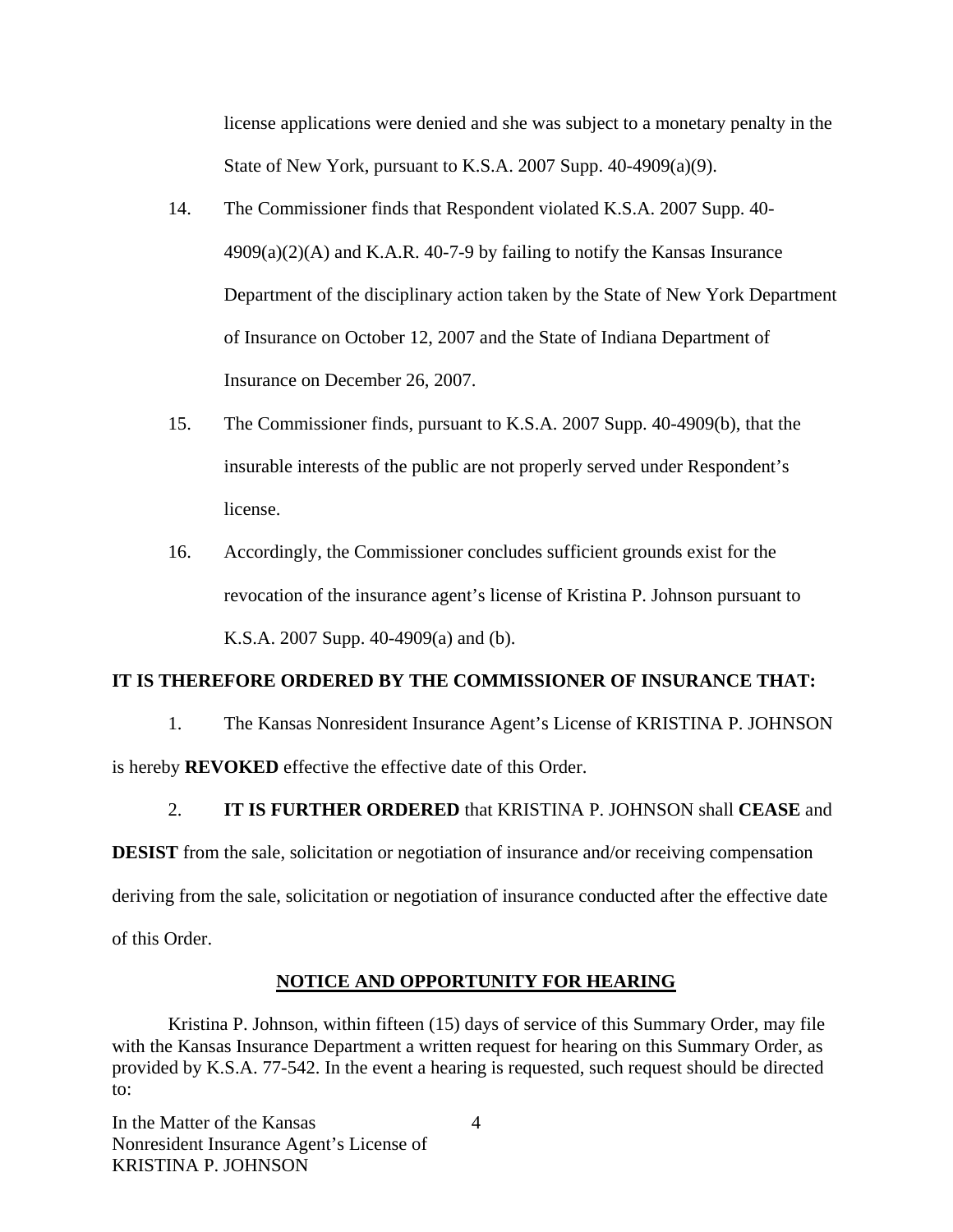license applications were denied and she was subject to a monetary penalty in the State of New York, pursuant to K.S.A. 2007 Supp. 40-4909(a)(9).

14. The Commissioner finds that Respondent violated K.S.A. 2007 Supp. 40-4909(a)(2)(A) and K.A.R. 40-7-9 by failing to notify the Kansas Insurance Department of the disciplinary action taken by the State of New York Department of Insurance on October 12, 2007 and the State of Indiana Department of Insurance on December 26, 2007.

15. The Commissioner finds, pursuant to K.S.A. 2007 Supp. 40-4909(b), that the insurable interests of the public are not properly served under Respondent's license.

16. Accordingly, the Commissioner concludes sufficient grounds exist for the revocation of the insurance agent's license of Kristina P. Johnson pursuant to K.S.A. 2007 Supp. 40-4909(a) and (b).

**IT IS THEREFORE ORDERED BY THE COMMISSIONER OF INSURANCE THAT:**

1. The Kansas Nonresident Insurance Agent's License of KRISTINA P. JOHNSON is hereby **REVOKED** effective the effective date of this Order.

2. **IT IS FURTHER ORDERED** that KRISTINA P. JOHNSON shall **CEASE** and **DESIST** from the sale, solicitation or negotiation of insurance and/or receiving compensation deriving from the sale, solicitation or negotiation of insurance conducted after the effective date of this Order.

## NOTICE AND OPPORTUNITY FOR HEARING

Kristina P. Johnson, within fifteen (15) days of service of this Summary Order, may file with the Kansas Insurance Department a written request for hearing on this Summary Order, as provided by K.S.A. 77-542. In the event a hearing is requested, such request should be directed to: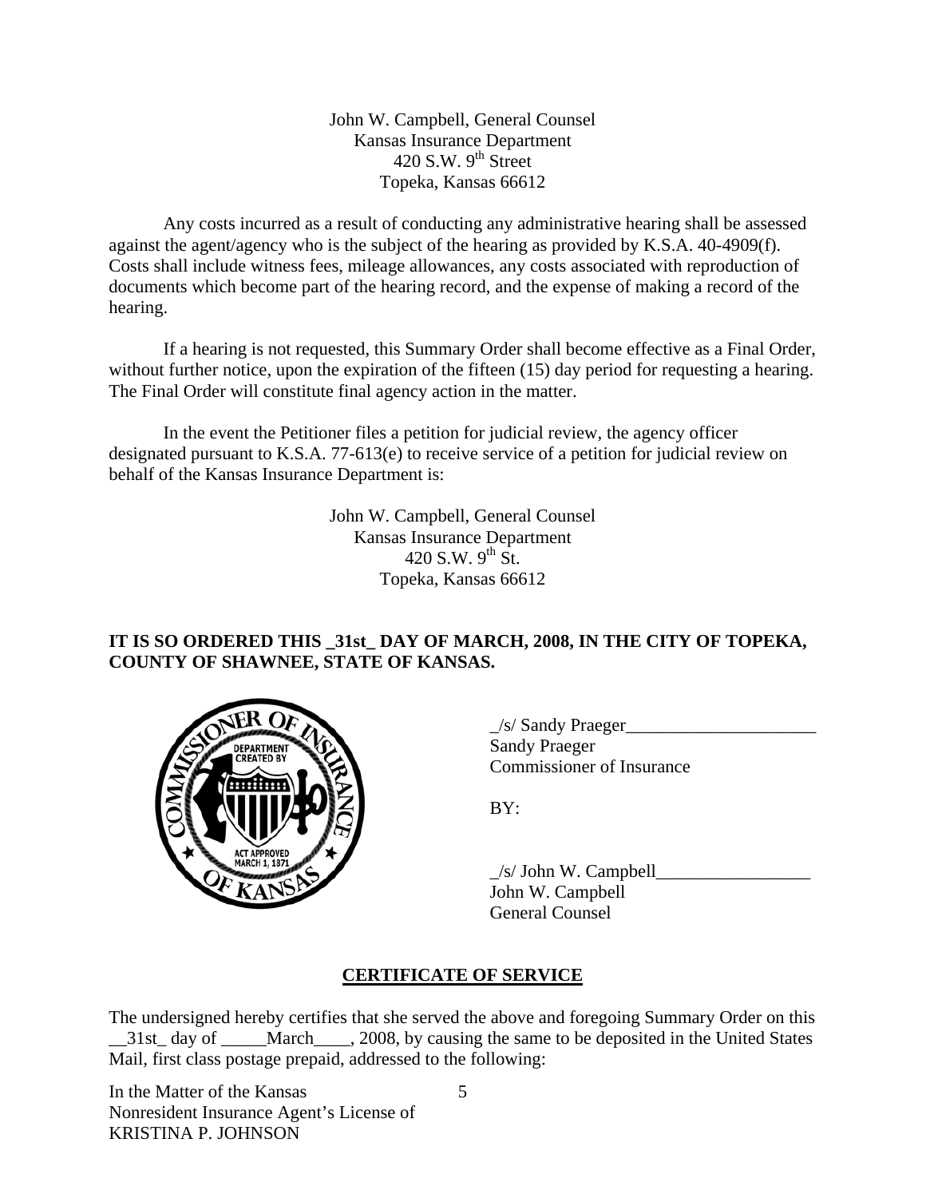John W. Campbell, General Counsel
Kansas Insurance Department
420 S.W. 9th Street
Topeka, Kansas 66612

Any costs incurred as a result of conducting any administrative hearing shall be assessed against the agent/agency who is the subject of the hearing as provided by K.S.A. 40-4909(f). Costs shall include witness fees, mileage allowances, any costs associated with reproduction of documents which become part of the hearing record, and the expense of making a record of the hearing.

If a hearing is not requested, this Summary Order shall become effective as a Final Order, without further notice, upon the expiration of the fifteen (15) day period for requesting a hearing. The Final Order will constitute final agency action in the matter.

In the event the Petitioner files a petition for judicial review, the agency officer designated pursuant to K.S.A. 77-613(e) to receive service of a petition for judicial review on behalf of the Kansas Insurance Department is:

John W. Campbell, General Counsel
Kansas Insurance Department
420 S.W. 9th St.
Topeka, Kansas 66612

**IT IS SO ORDERED THIS _31st_ DAY OF MARCH, 2008, IN THE CITY OF TOPEKA, COUNTY OF SHAWNEE, STATE OF KANSAS.**

_/s/ Sandy Praeger_____________________
Sandy Praeger
Commissioner of Insurance

BY:

_/s/ John W. Campbell_________________
John W. Campbell
General Counsel

## CERTIFICATE OF SERVICE

The undersigned hereby certifies that she served the above and foregoing Summary Order on this __31st_ day of _____March____, 2008, by causing the same to be deposited in the United States Mail, first class postage prepaid, addressed to the following:

In the Matter of the Kansas
Nonresident Insurance Agent's License of
KRISTINA P. JOHNSON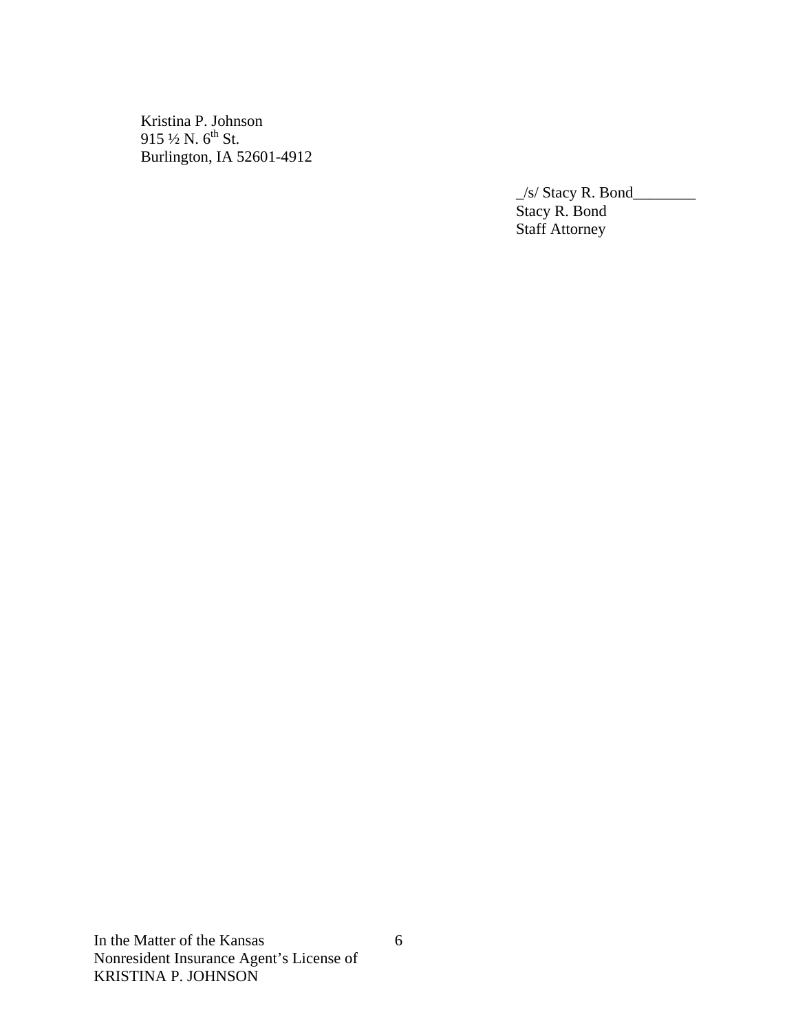Kristina P. Johnson
915 ½ N. 6th St.
Burlington, IA 52601-4912

_/s/ Stacy R. Bond________
Stacy R. Bond
Staff Attorney